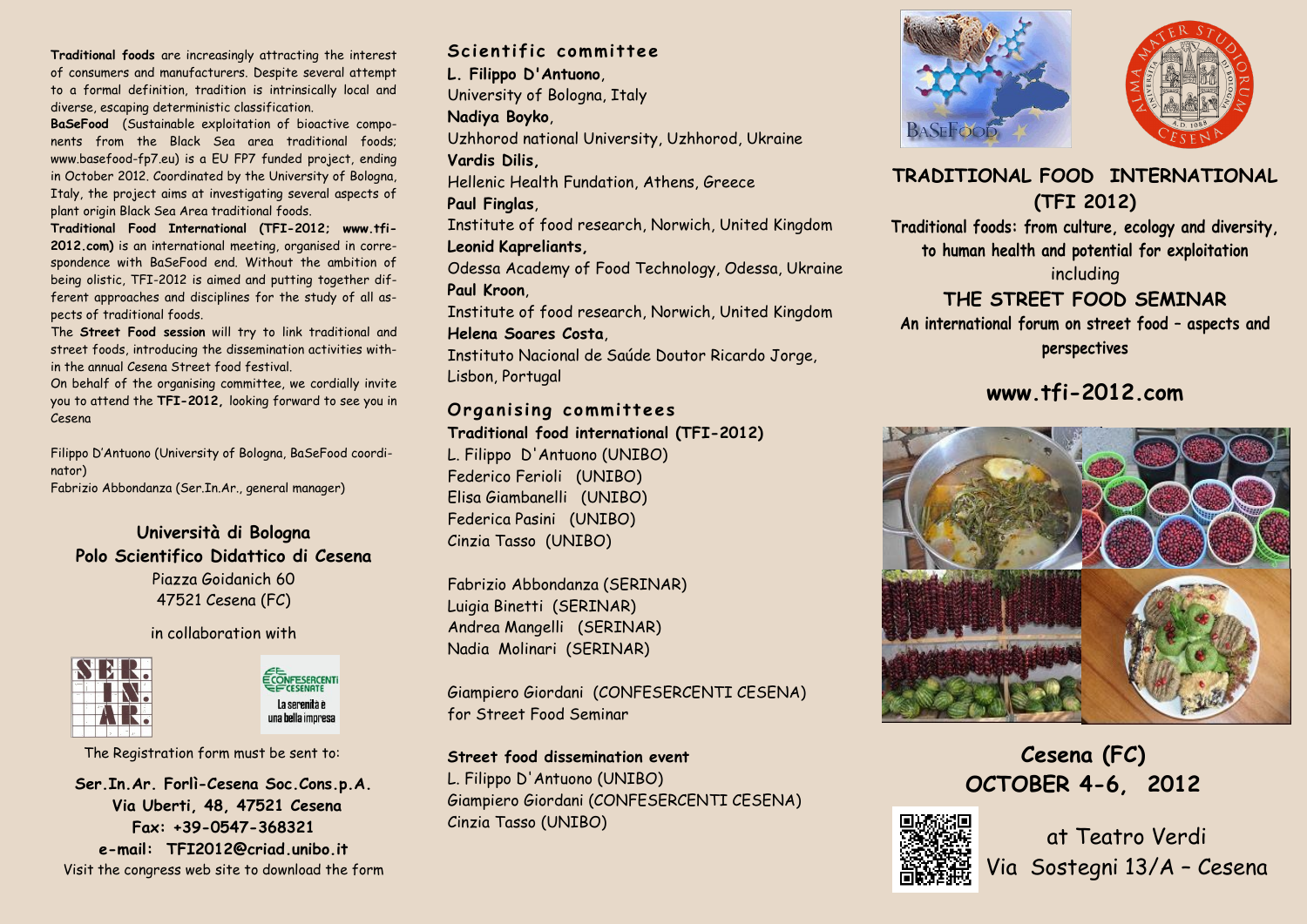**Traditional foods** are increasingly attracting the interest of consumers and manufacturers. Despite several attempt to a formal definition, tradition is intrinsically local and diverse, escaping deterministic classification.

**BaSeFood** (Sustainable exploitation of bioactive components from the Black Sea area traditional foods; www.basefood-fp7.eu) is a EU FP7 funded project, ending in October 2012. Coordinated by the University of Bologna, Italy, the project aims at investigating several aspects of plant origin Black Sea Area traditional foods.

**Traditional Food International (TFI-2012; www.tfi-2012.com)** is an international meeting, organised in correspondence with BaSeFood end. Without the ambition of being olistic, TFI-2012 is aimed and putting together different approaches and disciplines for the study of all aspects of traditional foods.

The **Street Food session** will try to link traditional and street foods, introducing the dissemination activities within the annual Cesena Street food festival.

On behalf of the organising committee, we cordially invite you to attend the **TFI-2012,** looking forward to see you in Cesena

Filippo D'Antuono (University of Bologna, BaSeFood coordinator)
Fabrizio Abbondanza (Ser.In.Ar., general manager)

**Università di Bologna**
**Polo Scientifico Didattico di Cesena**
Piazza Goidanich 60
47521 Cesena (FC)

in collaboration with

The Registration form must be sent to:

**Ser.In.Ar. Forlì-Cesena Soc.Cons.p.A.**
**Via Uberti, 48, 47521 Cesena**
**Fax: +39-0547-368321**
**e-mail: TFI2012@criad.unibo.it**
Visit the congress web site to download the form

## Scientific committee

**L. Filippo D'Antuono**,
University of Bologna, Italy
**Nadiya Boyko**,
Uzhhorod national University, Uzhhorod, Ukraine
**Vardis Dilis**,
Hellenic Health Fundation, Athens, Greece
**Paul Finglas**,
Institute of food research, Norwich, United Kingdom
**Leonid Kapreliants**,
Odessa Academy of Food Technology, Odessa, Ukraine
**Paul Kroon**,
Institute of food research, Norwich, United Kingdom
**Helena Soares Costa**,
Instituto Nacional de Saúde Doutor Ricardo Jorge, Lisbon, Portugal

## Organising committees

**Traditional food international (TFI-2012)**
L. Filippo D'Antuono (UNIBO)
Federico Ferioli (UNIBO)
Elisa Giambanelli (UNIBO)
Federica Pasini (UNIBO)
Cinzia Tasso (UNIBO)

Fabrizio Abbondanza (SERINAR)
Luigia Binetti (SERINAR)
Andrea Mangelli (SERINAR)
Nadia Molinari (SERINAR)

Giampiero Giordani (CONFESERCENTI CESENA)
for Street Food Seminar

**Street food dissemination event**
L. Filippo D'Antuono (UNIBO)
Giampiero Giordani (CONFESERCENTI CESENA)
Cinzia Tasso (UNIBO)

# TRADITIONAL FOOD INTERNATIONAL (TFI 2012)

**Traditional foods: from culture, ecology and diversity, to human health and potential for exploitation**
including

## THE STREET FOOD SEMINAR

**An international forum on street food – aspects and perspectives**

## www.tfi-2012.com

## Cesena (FC)
## OCTOBER 4-6, 2012

at Teatro Verdi
Via Sostegni 13/A – Cesena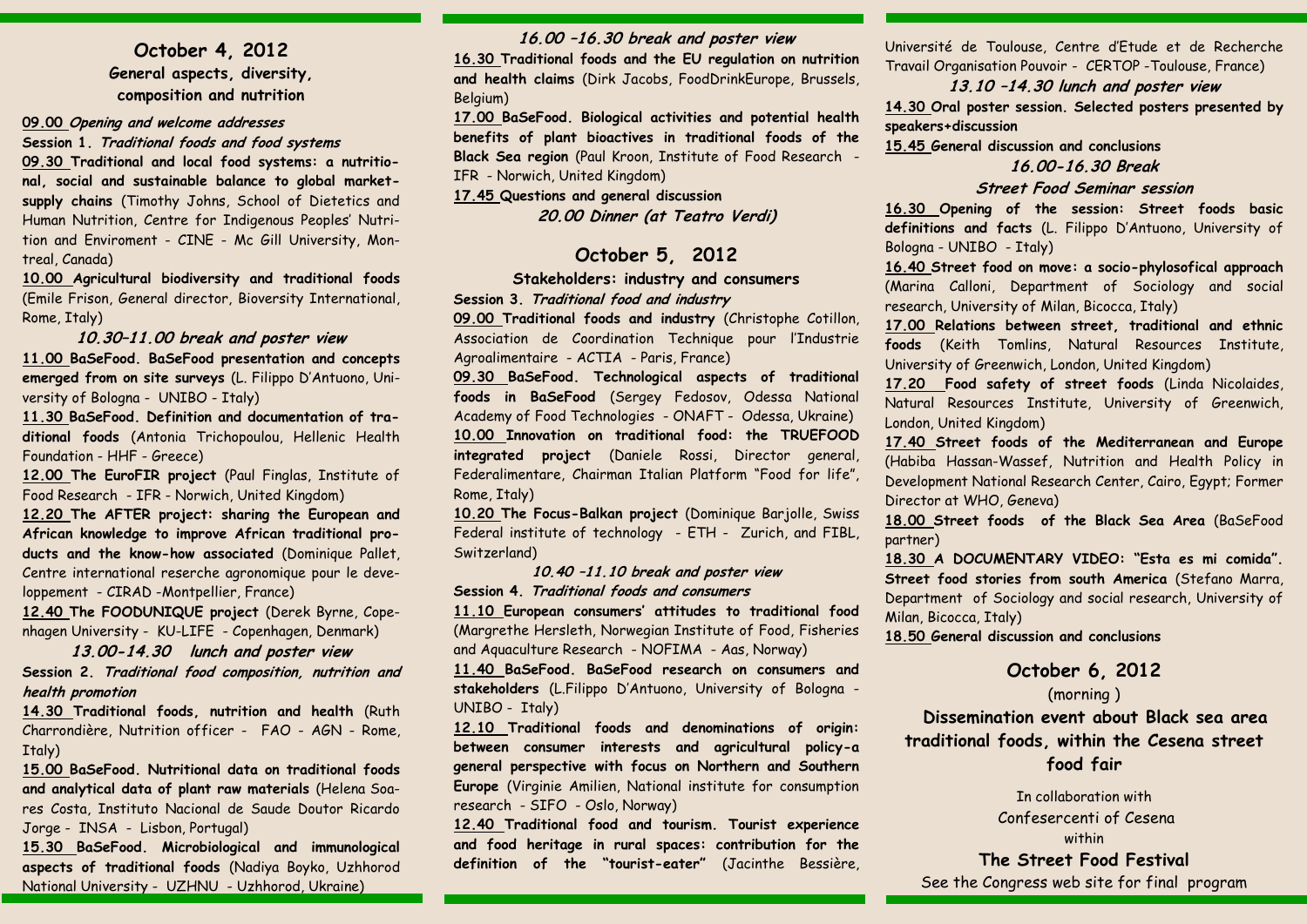## October 4, 2012

**General aspects, diversity, composition and nutrition**

**09.00** ***Opening and welcome addresses***

**Session 1.** ***Traditional foods and food systems***

**09.30 Traditional and local food systems: a nutritional, social and sustainable balance to global market-supply chains** (Timothy Johns, School of Dietetics and Human Nutrition, Centre for Indigenous Peoples' Nutrition and Enviroment - CINE - Mc Gill University, Montreal, Canada)

**10.00 Agricultural biodiversity and traditional foods** (Emile Frison, General director, Bioversity International, Rome, Italy)

***10.30–11.00 break and poster view***

**11.00 BaSeFood. BaSeFood presentation and concepts emerged from on site surveys** (L. Filippo D'Antuono, University of Bologna - UNIBO - Italy)

**11.30 BaSeFood. Definition and documentation of traditional foods** (Antonia Trichopoulou, Hellenic Health Foundation - HHF - Greece)

**12.00 The EuroFIR project** (Paul Finglas, Institute of Food Research - IFR - Norwich, United Kingdom)

**12.20 The AFTER project: sharing the European and African knowledge to improve African traditional products and the know-how associated** (Dominique Pallet, Centre international reserche agronomique pour le developpement - CIRAD -Montpellier, France)

**12.40 The FOODUNIQUE project** (Derek Byrne, Copenhagen University - KU-LIFE - Copenhagen, Denmark)

***13.00-14.30 lunch and poster view***

**Session 2.** ***Traditional food composition, nutrition and health promotion***

**14.30 Traditional foods, nutrition and health** (Ruth Charrondière, Nutrition officer - FAO - AGN - Rome, Italy)

**15.00 BaSeFood. Nutritional data on traditional foods and analytical data of plant raw materials** (Helena Soares Costa, Instituto Nacional de Saude Doutor Ricardo Jorge - INSA - Lisbon, Portugal)

**15.30 BaSeFood. Microbiological and immunological aspects of traditional foods** (Nadiya Boyko, Uzhhorod National University - UZHNU - Uzhhorod, Ukraine)

***16.00 –16.30 break and poster view***

**16.30 Traditional foods and the EU regulation on nutrition and health claims** (Dirk Jacobs, FoodDrinkEurope, Brussels, Belgium)

**17.00 BaSeFood. Biological activities and potential health benefits of plant bioactives in traditional foods of the Black Sea region** (Paul Kroon, Institute of Food Research - IFR - Norwich, United Kingdom)

**17.45 Questions and general discussion**

***20.00 Dinner (at Teatro Verdi)***

## October 5, 2012

**Stakeholders: industry and consumers**

**Session 3.** ***Traditional food and industry***

**09.00 Traditional foods and industry** (Christophe Cotillon, Association de Coordination Technique pour l'Industrie Agroalimentaire - ACTIA - Paris, France)

**09.30 BaSeFood. Technological aspects of traditional foods in BaSeFood** (Sergey Fedosov, Odessa National Academy of Food Technologies - ONAFT - Odessa, Ukraine)

**10.00 Innovation on traditional food: the TRUEFOOD integrated project** (Daniele Rossi, Director general, Federalimentare, Chairman Italian Platform "Food for life", Rome, Italy)

**10.20 The Focus-Balkan project** (Dominique Barjolle, Swiss Federal institute of technology - ETH - Zurich, and FIBL, Switzerland)

***10.40 –11.10 break and poster view***

**Session 4.** ***Traditional foods and consumers***

**11.10 European consumers' attitudes to traditional food** (Margrethe Hersleth, Norwegian Institute of Food, Fisheries and Aquaculture Research - NOFIMA - Aas, Norway)

**11.40 BaSeFood. BaSeFood research on consumers and stakeholders** (L.Filippo D'Antuono, University of Bologna - UNIBO - Italy)

**12.10 Traditional foods and denominations of origin: between consumer interests and agricultural policy-a general perspective with focus on Northern and Southern Europe** (Virginie Amilien, National institute for consumption research - SIFO - Oslo, Norway)

**12.40 Traditional food and tourism. Tourist experience and food heritage in rural spaces: contribution for the definition of the "tourist-eater"** (Jacinthe Bessière, Université de Toulouse, Centre d'Etude et de Recherche Travail Organisation Pouvoir - CERTOP -Toulouse, France)

***13.10 –14.30 lunch and poster view***

**14.30 Oral poster session. Selected posters presented by speakers+discussion**

**15.45 General discussion and conclusions**

***16.00-16.30 Break***

***Street Food Seminar session***

**16.30 Opening of the session: Street foods basic definitions and facts** (L. Filippo D'Antuono, University of Bologna - UNIBO - Italy)

**16.40 Street food on move: a socio-phylosofical approach** (Marina Calloni, Department of Sociology and social research, University of Milan, Bicocca, Italy)

**17.00 Relations between street, traditional and ethnic foods** (Keith Tomlins, Natural Resources Institute, University of Greenwich, London, United Kingdom)

**17.20 Food safety of street foods** (Linda Nicolaides, Natural Resources Institute, University of Greenwich, London, United Kingdom)

**17.40 Street foods of the Mediterranean and Europe** (Habiba Hassan-Wassef, Nutrition and Health Policy in Development National Research Center, Cairo, Egypt; Former Director at WHO, Geneva)

**18.00 Street foods of the Black Sea Area** (BaSeFood partner)

**18.30 A DOCUMENTARY VIDEO: "Esta es mi comida". Street food stories from south America** (Stefano Marra, Department of Sociology and social research, University of Milan, Bicocca, Italy)

**18.50 General discussion and conclusions**

## October 6, 2012

(morning )

**Dissemination event about Black sea area traditional foods, within the Cesena street food fair**

In collaboration with

Confesercenti of Cesena

within

**The Street Food Festival**

See the Congress web site for final program